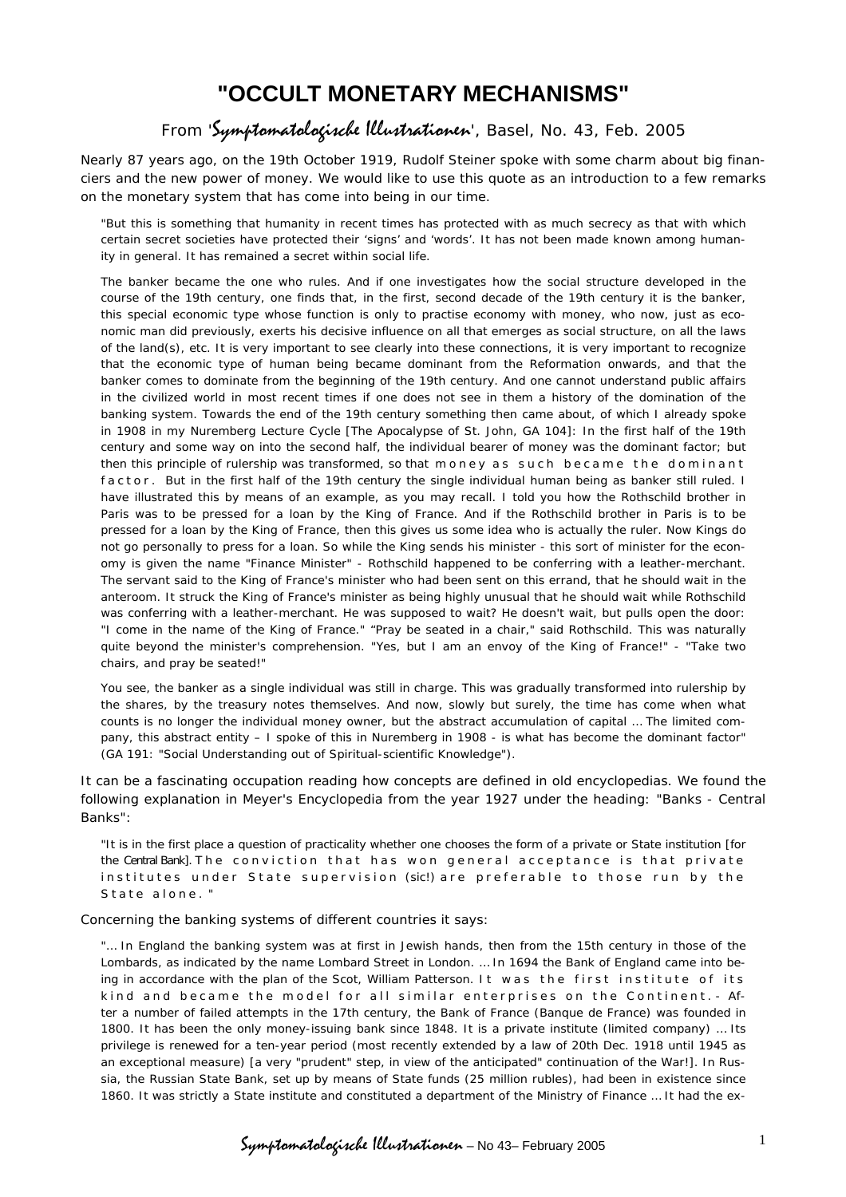# "OCCULT MONETARY MECHANISMS"

From '*Symptomatologische Illustrationen*', Basel, No. 43, Feb. 2005

Nearly 87 years ago, on the 19th October 1919, Rudolf Steiner spoke with some charm about big financiers and the new power of money. We would like to use this quote as an introduction to a few remarks on the monetary system that has come into being in our time.

> "But this is something that humanity in recent times has protected with as much secrecy as that with which certain secret societies have protected their 'signs' and 'words'. It has not been made known among humanity in general. It has remained a secret within social life.
>
> The banker became the one who rules. And if one investigates how the social structure developed in the course of the 19th century, one finds that, in the first, second decade of the 19th century it is the banker, this special economic type whose function is only to practise economy with money, who now, just as economic man did previously, exerts his decisive influence on all that emerges as social structure, on all the laws of the land(s), etc. It is very important to see clearly into these connections, it is very important to recognize that the economic type of human being became dominant from the Reformation onwards, and that the banker comes to dominate from the beginning of the 19th century. And one cannot understand public affairs in the civilized world in most recent times if one does not see in them a history of the domination of the banking system. Towards the end of the 19th century something then came about, of which I already spoke in 1908 in my Nuremberg Lecture Cycle [The Apocalypse of St. John, GA 104]: In the first half of the 19th century and some way on into the second half, the individual bearer of money was the dominant factor; but then this principle of rulership was transformed, so that money as such became the dominant factor. But in the first half of the 19th century the single individual human being as banker still ruled. I have illustrated this by means of an example, as you may recall. I told you how the Rothschild brother in Paris was to be pressed for a loan by the King of France. And if the Rothschild brother in Paris is to be pressed for a loan by the King of France, then this gives us some idea who is actually the ruler. Now Kings do not go personally to press for a loan. So while the King sends his minister - this sort of minister for the economy is given the name "Finance Minister" - Rothschild happened to be conferring with a leather-merchant. The servant said to the King of France's minister who had been sent on this errand, that he should wait in the anteroom. It struck the King of France's minister as being highly unusual that he should wait while Rothschild was conferring with a leather-merchant. He was supposed to wait? He doesn't wait, but pulls open the door: "I come in the name of the King of France." "Pray be seated in a chair," said Rothschild. This was naturally quite beyond the minister's comprehension. "Yes, but I am an envoy of the King of France!" - "Take two chairs, and pray be seated!"
>
> You see, the banker as a single individual was still in charge. This was gradually transformed into rulership by the shares, by the treasury notes themselves. And now, slowly but surely, the time has come when what counts is no longer the individual money owner, but the abstract accumulation of capital ... The limited company, this abstract entity – I spoke of this in Nuremberg in 1908 - is what has become the dominant factor" (GA 191: "Social Understanding out of Spiritual-scientific Knowledge").

It can be a fascinating occupation reading how concepts are defined in old encyclopedias. We found the following explanation in Meyer's Encyclopedia from the year 1927 under the heading: "Banks - Central Banks":

> "It is in the first place a question of practicality whether one chooses the form of a private or State institution [for the Central Bank]. The conviction that has won general acceptance is that private institutes under State supervision (sic!) are preferable to those run by the State alone."

Concerning the banking systems of different countries it says:

> "... In England the banking system was at first in Jewish hands, then from the 15th century in those of the Lombards, as indicated by the name Lombard Street in London. ... In 1694 the Bank of England came into being in accordance with the plan of the Scot, William Patterson. It was the first institute of its kind and became the model for all similar enterprises on the Continent. - After a number of failed attempts in the 17th century, the Bank of France (Banque de France) was founded in 1800. It has been the only money-issuing bank since 1848. It is a private institute (limited company) ... Its privilege is renewed for a ten-year period (most recently extended by a law of 20th Dec. 1918 until 1945 as an exceptional measure) [a very "prudent" step, in view of the anticipated" continuation of the War!]. In Russia, the Russian State Bank, set up by means of State funds (25 million rubles), had been in existence since 1860. It was strictly a State institute and constituted a department of the Ministry of Finance ... It had the ex-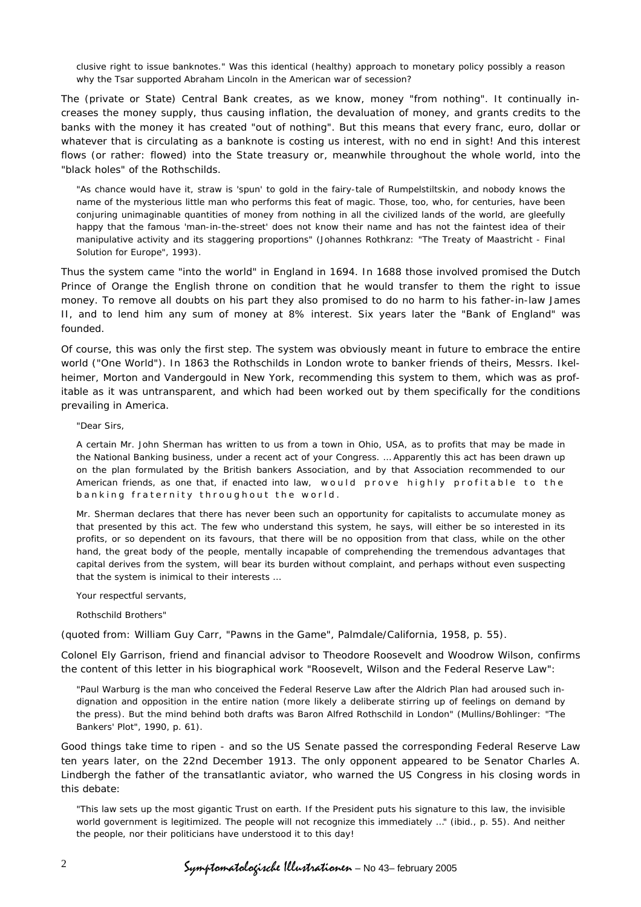clusive right to issue banknotes." Was this identical (healthy) approach to monetary policy possibly a reason why the Tsar supported Abraham Lincoln in the American war of secession?

The (private or State) Central Bank creates, as we know, money "from nothing". It continually increases the money supply, thus causing inflation, the devaluation of money, and grants credits to the banks with the money it has created "out of nothing". But this means that every franc, euro, dollar or whatever that is circulating as a banknote is costing us interest, with no end in sight! And this interest flows (or rather: flowed) into the State treasury or, meanwhile throughout the whole world, into the "black holes" of the Rothschilds.

> "As chance would have it, straw is 'spun' to gold in the fairy-tale of Rumpelstiltskin, and nobody knows the name of the mysterious little man who performs this feat of magic. Those, too, who, for centuries, have been conjuring unimaginable quantities of money from nothing in all the civilized lands of the world, are gleefully happy that the famous 'man-in-the-street' does not know their name and has not the faintest idea of their manipulative activity and its staggering proportions" (Johannes Rothkranz: "The Treaty of Maastricht - Final Solution for Europe", 1993).

Thus the system came "into the world" in England in 1694. In 1688 those involved promised the Dutch Prince of Orange the English throne on condition that he would transfer to them the right to issue money. To remove all doubts on his part they also promised to do no harm to his father-in-law James II, and to lend him any sum of money at 8% interest. Six years later the "Bank of England" was founded.

Of course, this was only the first step. The system was obviously meant in future to embrace the entire world ("One World"). In 1863 the Rothschilds in London wrote to banker friends of theirs, Messrs. Ikelheimer, Morton and Vandergould in New York, recommending this system to them, which was as profitable as it was untransparent, and which had been worked out by them specifically for the conditions prevailing in America.

> "Dear Sirs,
>
> A certain Mr. John Sherman has written to us from a town in Ohio, USA, as to profits that may be made in the National Banking business, under a recent act of your Congress. ... Apparently this act has been drawn up on the plan formulated by the British bankers Association, and by that Association recommended to our American friends, as one that, if enacted into law, would prove highly profitable to the banking fraternity throughout the world.
>
> Mr. Sherman declares that there has never been such an opportunity for capitalists to accumulate money as that presented by this act. The few who understand this system, he says, will either be so interested in its profits, or so dependent on its favours, that there will be no opposition from that class, while on the other hand, the great body of the people, mentally incapable of comprehending the tremendous advantages that capital derives from the system, will bear its burden without complaint, and perhaps without even suspecting that the system is inimical to their interests ...
>
> Your respectful servants,
>
> Rothschild Brothers"

(quoted from: William Guy Carr, "Pawns in the Game", Palmdale/California, 1958, p. 55).

Colonel Ely Garrison, friend and financial advisor to Theodore Roosevelt and Woodrow Wilson, confirms the content of this letter in his biographical work "Roosevelt, Wilson and the Federal Reserve Law":

> "Paul Warburg is the man who conceived the Federal Reserve Law after the Aldrich Plan had aroused such indignation and opposition in the entire nation (more likely a deliberate stirring up of feelings on demand by the press). But the mind behind both drafts was Baron Alfred Rothschild in London" (Mullins/Bohlinger: "The Bankers' Plot", 1990, p. 61).

Good things take time to ripen - and so the US Senate passed the corresponding Federal Reserve Law ten years later, on the 22nd December 1913. The only opponent appeared to be Senator Charles A. Lindbergh the father of the transatlantic aviator, who warned the US Congress in his closing words in this debate:

> "This law sets up the most gigantic Trust on earth. If the President puts his signature to this law, the invisible world government is legitimized. The people will not recognize this immediately ..." (ibid., p. 55). And neither the people, nor their politicians have understood it to this day!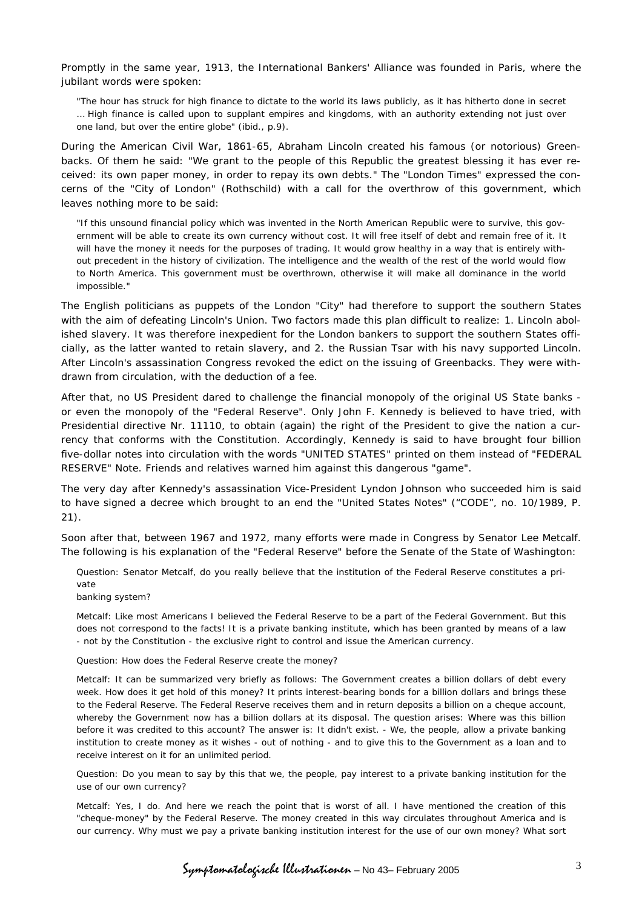Promptly in the same year, 1913, the International Bankers' Alliance was founded in Paris, where the jubilant words were spoken:

> "The hour has struck for high finance to dictate to the world its laws publicly, as it has hitherto done in secret … High finance is called upon to supplant empires and kingdoms, with an authority extending not just over one land, but over the entire globe" (ibid., p.9).

During the American Civil War, 1861-65, Abraham Lincoln created his famous (or notorious) Greenbacks. Of them he said: "We grant to the people of this Republic the greatest blessing it has ever received: its own paper money, in order to repay its own debts." The "London Times" expressed the concerns of the "City of London" (Rothschild) with a call for the overthrow of this government, which leaves nothing more to be said:

> "If this unsound financial policy which was invented in the North American Republic were to survive, this government will be able to create its own currency without cost. It will free itself of debt and remain free of it. It will have the money it needs for the purposes of trading. It would grow healthy in a way that is entirely without precedent in the history of civilization. The intelligence and the wealth of the rest of the world would flow to North America. This government must be overthrown, otherwise it will make all dominance in the world impossible."

The English politicians as puppets of the London "City" had therefore to support the southern States with the aim of defeating Lincoln's Union. Two factors made this plan difficult to realize: 1. Lincoln abolished slavery. It was therefore inexpedient for the London bankers to support the southern States officially, as the latter wanted to retain slavery, and 2. the Russian Tsar with his navy supported Lincoln. After Lincoln's assassination Congress revoked the edict on the issuing of Greenbacks. They were withdrawn from circulation, with the deduction of a fee.

After that, no US President dared to challenge the financial monopoly of the original US State banks - or even the monopoly of the "Federal Reserve". Only John F. Kennedy is believed to have tried, with Presidential directive Nr. 11110, to obtain (again) the right of the President to give the nation a currency that conforms with the Constitution. Accordingly, Kennedy is said to have brought four billion five-dollar notes into circulation with the words "UNITED STATES" printed on them instead of "FEDERAL RESERVE" Note. Friends and relatives warned him against this dangerous "game".

The very day after Kennedy's assassination Vice-President Lyndon Johnson who succeeded him is said to have signed a decree which brought to an end the "United States Notes" ("CODE", no. 10/1989, P. 21).

Soon after that, between 1967 and 1972, many efforts were made in Congress by Senator Lee Metcalf. The following is his explanation of the "Federal Reserve" before the Senate of the State of Washington:

> Question: Senator Metcalf, do you really believe that the institution of the Federal Reserve constitutes a private banking system?
>
> Metcalf: Like most Americans I believed the Federal Reserve to be a part of the Federal Government. But this does not correspond to the facts! It is a private banking institute, which has been granted by means of a law - not by the Constitution - the exclusive right to control and issue the American currency.
>
> Question: How does the Federal Reserve create the money?
>
> Metcalf: It can be summarized very briefly as follows: The Government creates a billion dollars of debt every week. How does it get hold of this money? It prints interest-bearing bonds for a billion dollars and brings these to the Federal Reserve. The Federal Reserve receives them and in return deposits a billion on a cheque account, whereby the Government now has a billion dollars at its disposal. The question arises: Where was this billion before it was credited to this account? The answer is: It didn't exist. - We, the people, allow a private banking institution to create money as it wishes - out of nothing - and to give this to the Government as a loan and to receive interest on it for an unlimited period.
>
> Question: Do you mean to say by this that we, the people, pay interest to a private banking institution for the use of our own currency?
>
> Metcalf: Yes, I do. And here we reach the point that is worst of all. I have mentioned the creation of this "cheque-money" by the Federal Reserve. The money created in this way circulates throughout America and is our currency. Why must we pay a private banking institution interest for the use of our own money? What sort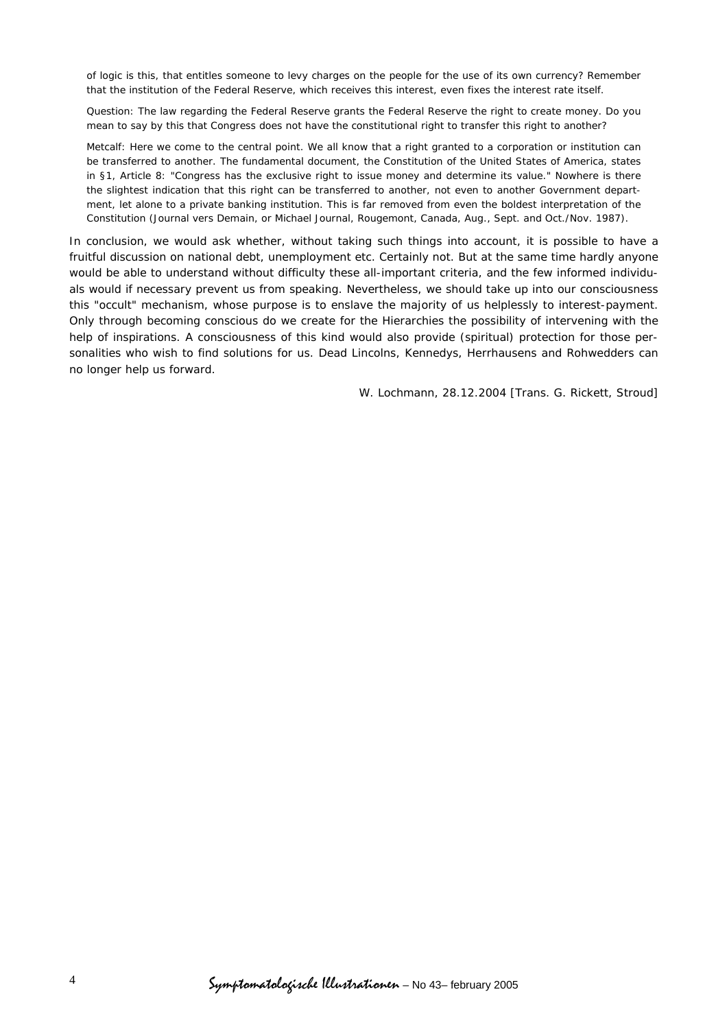of logic is this, that entitles someone to levy charges on the people for the use of its own currency? Remember that the institution of the Federal Reserve, which receives this interest, even fixes the interest rate itself.

Question: The law regarding the Federal Reserve grants the Federal Reserve the right to create money. Do you mean to say by this that Congress does not have the constitutional right to transfer this right to another?

Metcalf: Here we come to the central point. We all know that a right granted to a corporation or institution can be transferred to another. The fundamental document, the Constitution of the United States of America, states in §1, Article 8: "Congress has the exclusive right to issue money and determine its value." Nowhere is there the slightest indication that this right can be transferred to another, not even to another Government department, let alone to a private banking institution. This is far removed from even the boldest interpretation of the Constitution (Journal vers Demain, or Michael Journal, Rougemont, Canada, Aug., Sept. and Oct./Nov. 1987).

In conclusion, we would ask whether, without taking such things into account, it is possible to have a fruitful discussion on national debt, unemployment etc. Certainly not. But at the same time hardly anyone would be able to understand without difficulty these all-important criteria, and the few informed individuals would if necessary prevent us from speaking. Nevertheless, we should take up into our consciousness this "occult" mechanism, whose purpose is to enslave the majority of us helplessly to interest-payment. Only through becoming conscious do we create for the Hierarchies the possibility of intervening with the help of inspirations. A consciousness of this kind would also provide (spiritual) protection for those personalities who wish to find solutions for us. Dead Lincolns, Kennedys, Herrhausens and Rohwedders can no longer help us forward.

W. Lochmann, 28.12.2004 [Trans. G. Rickett, Stroud]